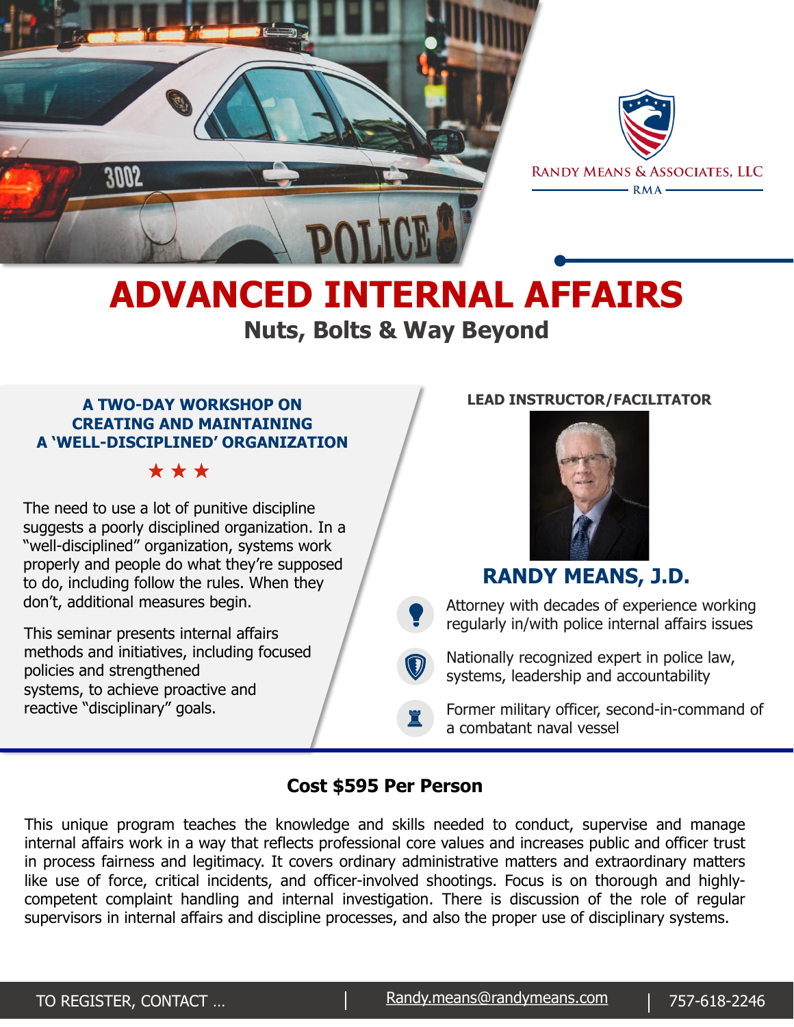Randy Means & Associates, LLC

RMA

# ADVANCED INTERNAL AFFAIRS

## Nuts, Bolts & Way Beyond

### A TWO-DAY WORKSHOP ON CREATING AND MAINTAINING A 'WELL-DISCIPLINED' ORGANIZATION

★ ★ ★

The need to use a lot of punitive discipline suggests a poorly disciplined organization. In a "well-disciplined" organization, systems work properly and people do what they're supposed to do, including follow the rules. When they don't, additional measures begin.

This seminar presents internal affairs methods and initiatives, including focused policies and strengthened systems, to achieve proactive and reactive "disciplinary" goals.

**LEAD INSTRUCTOR/FACILITATOR**

### RANDY MEANS, J.D.

- Attorney with decades of experience working regularly in/with police internal affairs issues
- Nationally recognized expert in police law, systems, leadership and accountability
- Former military officer, second-in-command of a combatant naval vessel

**Cost $595 Per Person**

This unique program teaches the knowledge and skills needed to conduct, supervise and manage internal affairs work in a way that reflects professional core values and increases public and officer trust in process fairness and legitimacy. It covers ordinary administrative matters and extraordinary matters like use of force, critical incidents, and officer-involved shootings. Focus is on thorough and highly-competent complaint handling and internal investigation. There is discussion of the role of regular supervisors in internal affairs and discipline processes, and also the proper use of disciplinary systems.

TO REGISTER, CONTACT … | Randy.means@randymeans.com | 757-618-2246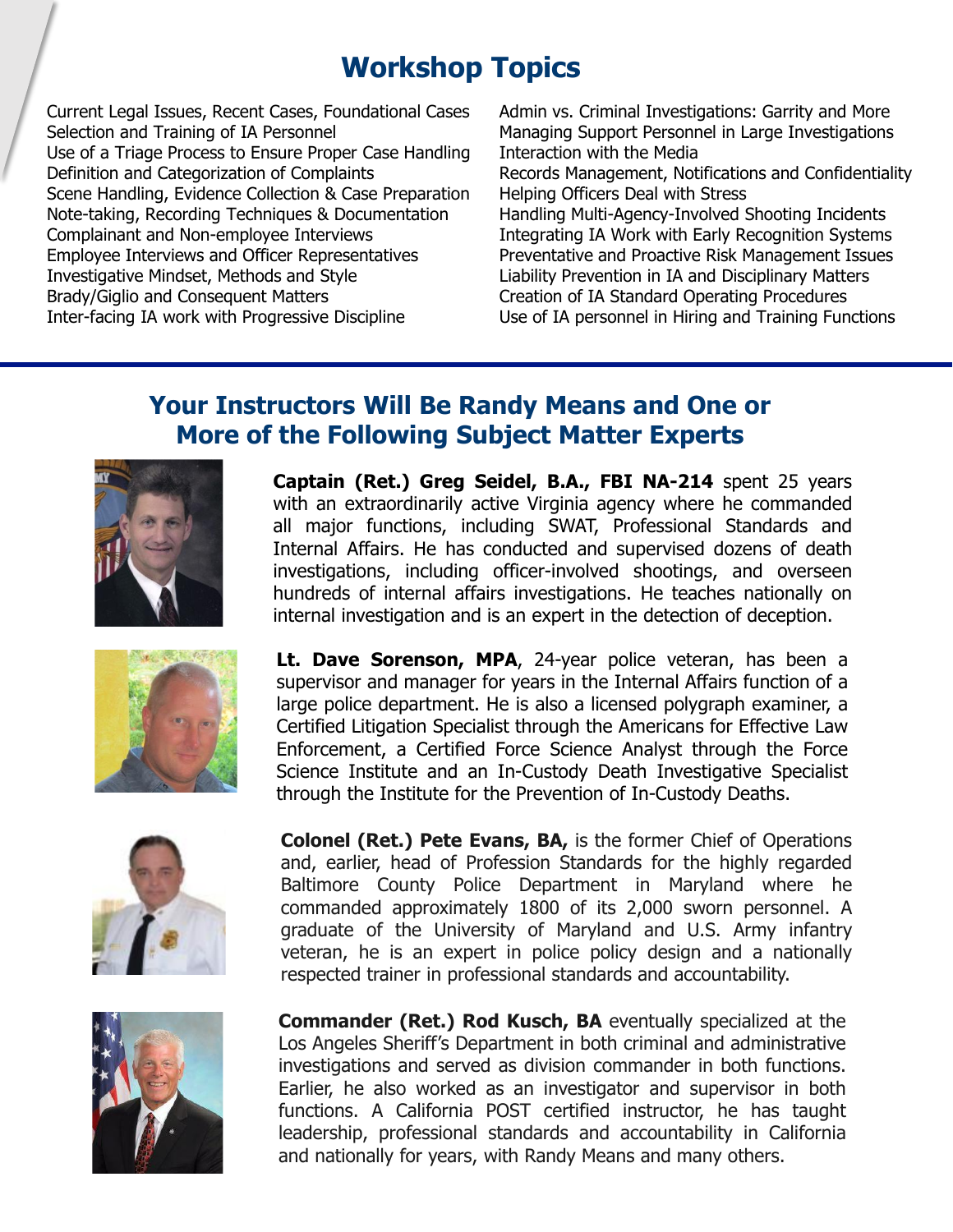## Workshop Topics

- Current Legal Issues, Recent Cases, Foundational Cases
- Selection and Training of IA Personnel
- Use of a Triage Process to Ensure Proper Case Handling
- Definition and Categorization of Complaints
- Scene Handling, Evidence Collection & Case Preparation
- Note-taking, Recording Techniques & Documentation
- Complainant and Non-employee Interviews
- Employee Interviews and Officer Representatives
- Investigative Mindset, Methods and Style
- Brady/Giglio and Consequent Matters
- Inter-facing IA work with Progressive Discipline
- Admin vs. Criminal Investigations: Garrity and More
- Managing Support Personnel in Large Investigations
- Interaction with the Media
- Records Management, Notifications and Confidentiality
- Helping Officers Deal with Stress
- Handling Multi-Agency-Involved Shooting Incidents
- Integrating IA Work with Early Recognition Systems
- Preventative and Proactive Risk Management Issues
- Liability Prevention in IA and Disciplinary Matters
- Creation of IA Standard Operating Procedures
- Use of IA personnel in Hiring and Training Functions

## Your Instructors Will Be Randy Means and One or More of the Following Subject Matter Experts

**Captain (Ret.) Greg Seidel, B.A., FBI NA-214** spent 25 years with an extraordinarily active Virginia agency where he commanded all major functions, including SWAT, Professional Standards and Internal Affairs. He has conducted and supervised dozens of death investigations, including officer-involved shootings, and overseen hundreds of internal affairs investigations. He teaches nationally on internal investigation and is an expert in the detection of deception.

**Lt. Dave Sorenson, MPA**, 24-year police veteran, has been a supervisor and manager for years in the Internal Affairs function of a large police department. He is also a licensed polygraph examiner, a Certified Litigation Specialist through the Americans for Effective Law Enforcement, a Certified Force Science Analyst through the Force Science Institute and an In-Custody Death Investigative Specialist through the Institute for the Prevention of In-Custody Deaths.

**Colonel (Ret.) Pete Evans, BA,** is the former Chief of Operations and, earlier, head of Profession Standards for the highly regarded Baltimore County Police Department in Maryland where he commanded approximately 1800 of its 2,000 sworn personnel. A graduate of the University of Maryland and U.S. Army infantry veteran, he is an expert in police policy design and a nationally respected trainer in professional standards and accountability.

**Commander (Ret.) Rod Kusch, BA** eventually specialized at the Los Angeles Sheriff's Department in both criminal and administrative investigations and served as division commander in both functions. Earlier, he also worked as an investigator and supervisor in both functions. A California POST certified instructor, he has taught leadership, professional standards and accountability in California and nationally for years, with Randy Means and many others.